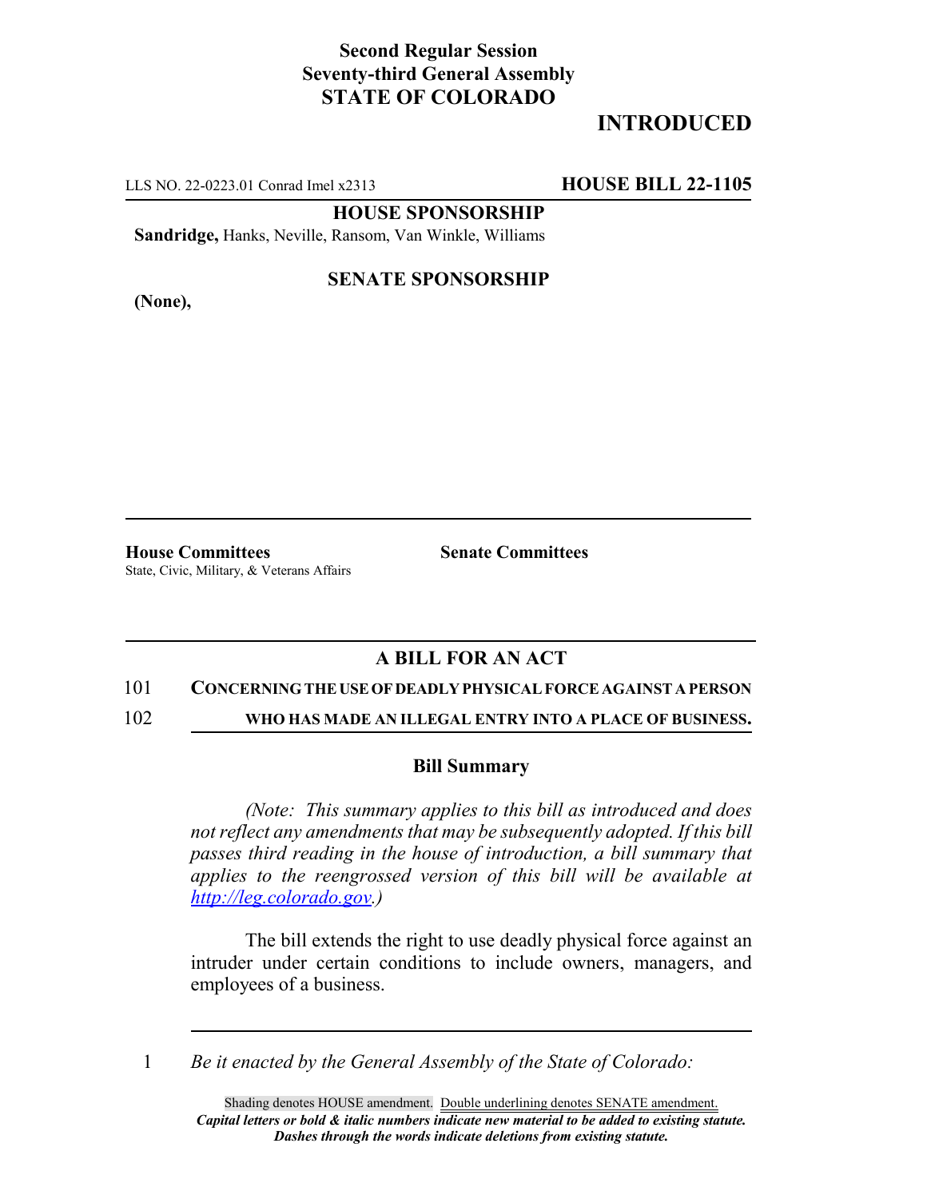**Second Regular Session**
**Seventy-third General Assembly**
**STATE OF COLORADO**

# INTRODUCED

LLS NO. 22-0223.01 Conrad Imel x2313 **HOUSE BILL 22-1105**

**HOUSE SPONSORSHIP**

**Sandridge,** Hanks, Neville, Ransom, Van Winkle, Williams

**SENATE SPONSORSHIP**

**(None),**

**House Committees**
State, Civic, Military, & Veterans Affairs

**Senate Committees**

## A BILL FOR AN ACT

101 **CONCERNING THE USE OF DEADLY PHYSICAL FORCE AGAINST A PERSON**
102 **WHO HAS MADE AN ILLEGAL ENTRY INTO A PLACE OF BUSINESS.**

### Bill Summary

*(Note: This summary applies to this bill as introduced and does not reflect any amendments that may be subsequently adopted. If this bill passes third reading in the house of introduction, a bill summary that applies to the reengrossed version of this bill will be available at http://leg.colorado.gov.)*

The bill extends the right to use deadly physical force against an intruder under certain conditions to include owners, managers, and employees of a business.

1 *Be it enacted by the General Assembly of the State of Colorado:*

Shading denotes HOUSE amendment. Double underlining denotes SENATE amendment.
***Capital letters or bold & italic numbers indicate new material to be added to existing statute.***
***Dashes through the words indicate deletions from existing statute.***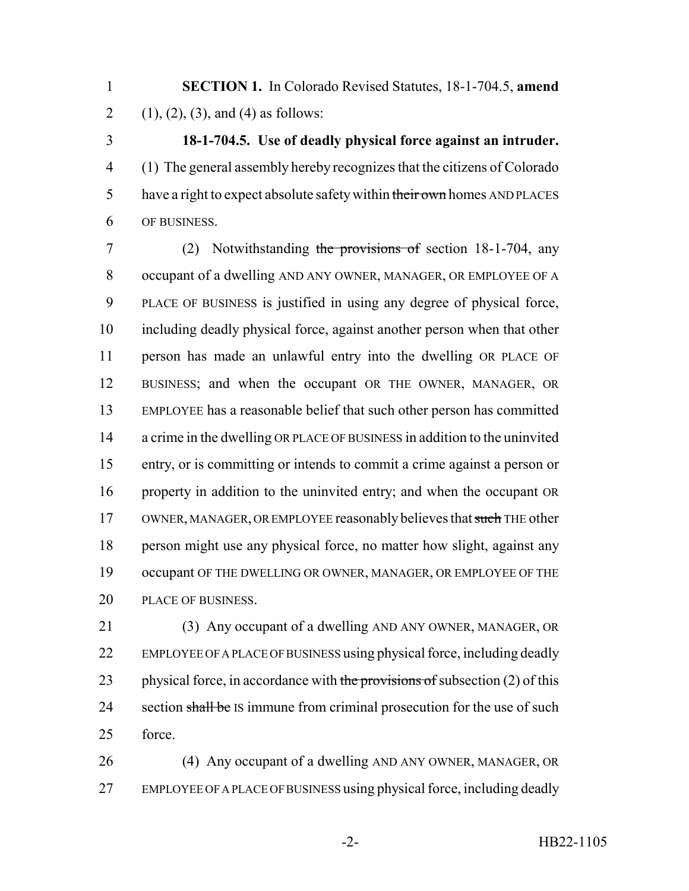**SECTION 1.** In Colorado Revised Statutes, 18-1-704.5, **amend** (1), (2), (3), and (4) as follows:

**18-1-704.5. Use of deadly physical force against an intruder.** (1) The general assembly hereby recognizes that the citizens of Colorado have a right to expect absolute safety within ~~their own~~ homes AND PLACES OF BUSINESS.

(2) Notwithstanding ~~the provisions of~~ section 18-1-704, any occupant of a dwelling AND ANY OWNER, MANAGER, OR EMPLOYEE OF A PLACE OF BUSINESS is justified in using any degree of physical force, including deadly physical force, against another person when that other person has made an unlawful entry into the dwelling OR PLACE OF BUSINESS; and when the occupant OR THE OWNER, MANAGER, OR EMPLOYEE has a reasonable belief that such other person has committed a crime in the dwelling OR PLACE OF BUSINESS in addition to the uninvited entry, or is committing or intends to commit a crime against a person or property in addition to the uninvited entry; and when the occupant OR OWNER, MANAGER, OR EMPLOYEE reasonably believes that ~~such~~ THE other person might use any physical force, no matter how slight, against any occupant OF THE DWELLING OR OWNER, MANAGER, OR EMPLOYEE OF THE PLACE OF BUSINESS.

(3) Any occupant of a dwelling AND ANY OWNER, MANAGER, OR EMPLOYEE OF A PLACE OF BUSINESS using physical force, including deadly physical force, in accordance with ~~the provisions of~~ subsection (2) of this section ~~shall be~~ IS immune from criminal prosecution for the use of such force.

(4) Any occupant of a dwelling AND ANY OWNER, MANAGER, OR EMPLOYEE OF A PLACE OF BUSINESS using physical force, including deadly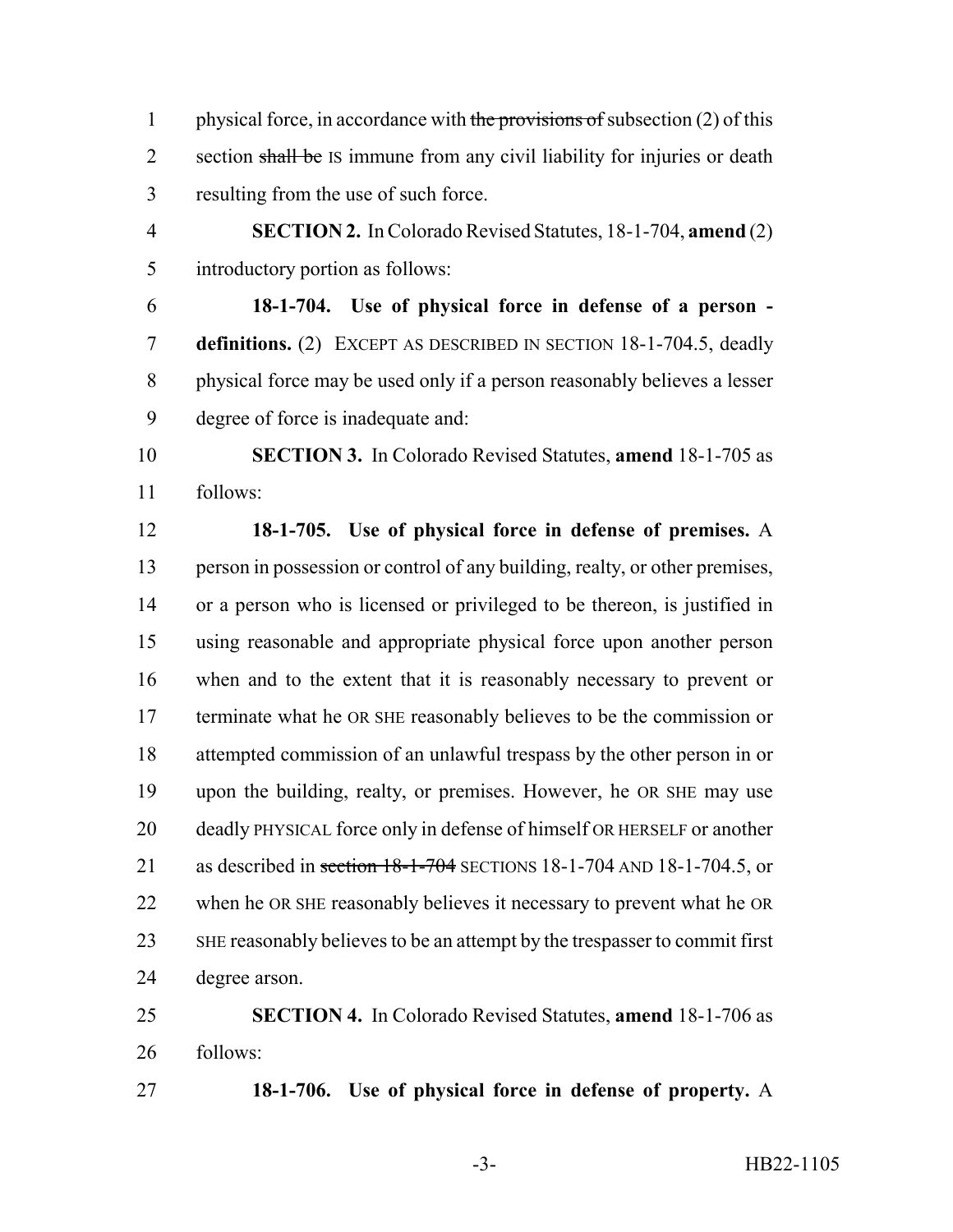physical force, in accordance with ~~the provisions of~~ subsection (2) of this section ~~shall be~~ IS immune from any civil liability for injuries or death resulting from the use of such force.

**SECTION 2.** In Colorado Revised Statutes, 18-1-704, **amend** (2) introductory portion as follows:

**18-1-704. Use of physical force in defense of a person - definitions.** (2) EXCEPT AS DESCRIBED IN SECTION 18-1-704.5, deadly physical force may be used only if a person reasonably believes a lesser degree of force is inadequate and:

**SECTION 3.** In Colorado Revised Statutes, **amend** 18-1-705 as follows:

**18-1-705. Use of physical force in defense of premises.** A person in possession or control of any building, realty, or other premises, or a person who is licensed or privileged to be thereon, is justified in using reasonable and appropriate physical force upon another person when and to the extent that it is reasonably necessary to prevent or terminate what he OR SHE reasonably believes to be the commission or attempted commission of an unlawful trespass by the other person in or upon the building, realty, or premises. However, he OR SHE may use deadly PHYSICAL force only in defense of himself OR HERSELF or another as described in ~~section 18-1-704~~ SECTIONS 18-1-704 AND 18-1-704.5, or when he OR SHE reasonably believes it necessary to prevent what he OR SHE reasonably believes to be an attempt by the trespasser to commit first degree arson.

**SECTION 4.** In Colorado Revised Statutes, **amend** 18-1-706 as follows:

**18-1-706. Use of physical force in defense of property.** A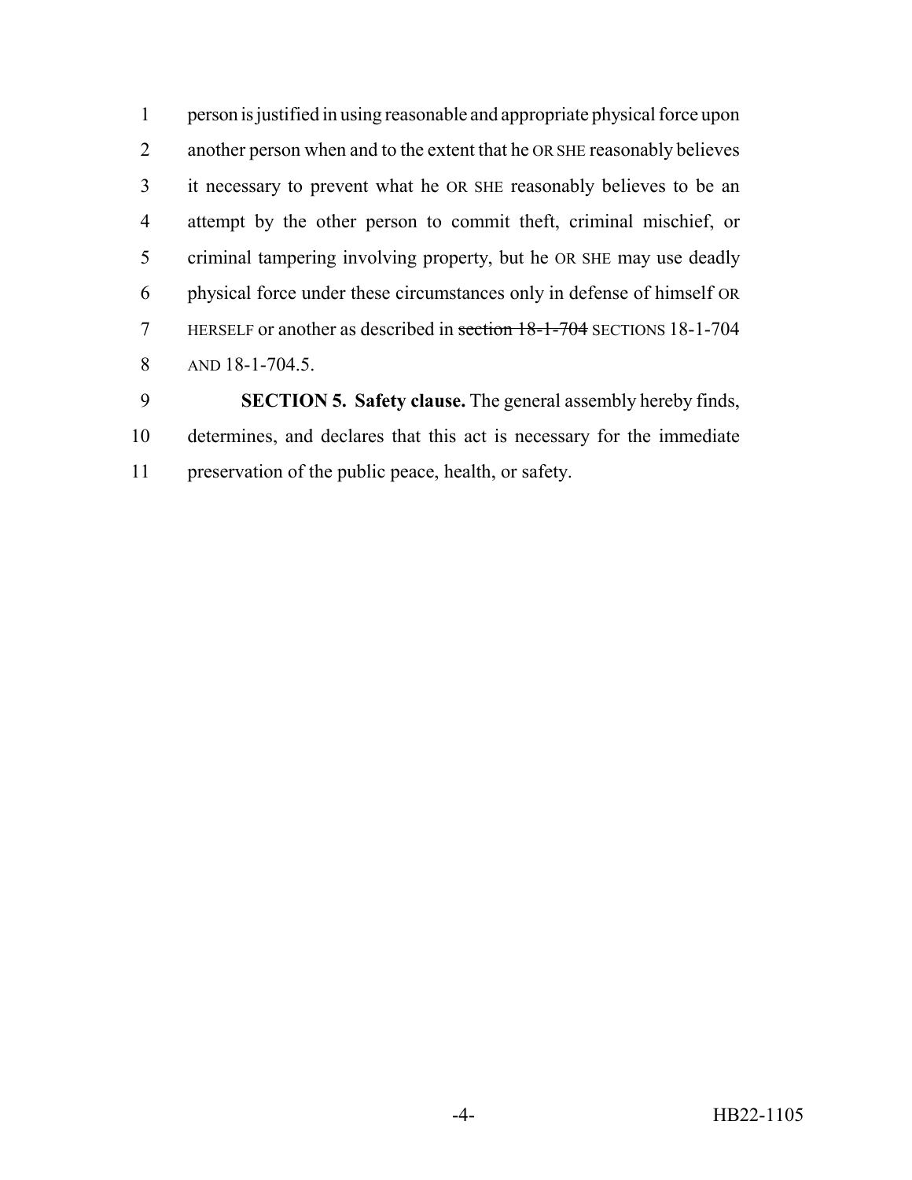1 person is justified in using reasonable and appropriate physical force upon
2 another person when and to the extent that he OR SHE reasonably believes
3 it necessary to prevent what he OR SHE reasonably believes to be an
4 attempt by the other person to commit theft, criminal mischief, or
5 criminal tampering involving property, but he OR SHE may use deadly
6 physical force under these circumstances only in defense of himself OR
7 HERSELF or another as described in ~~section 18-1-704~~ SECTIONS 18-1-704
8 AND 18-1-704.5.

9 **SECTION 5. Safety clause.** The general assembly hereby finds,
10 determines, and declares that this act is necessary for the immediate
11 preservation of the public peace, health, or safety.